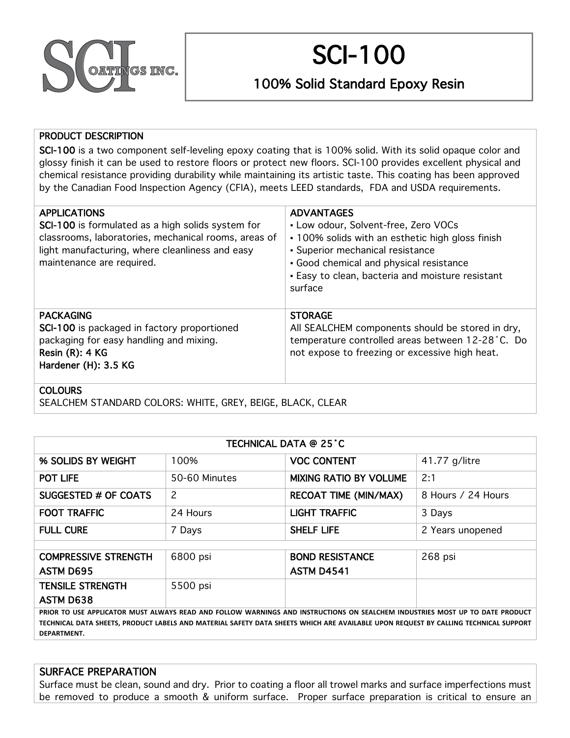SCI COATINGS INC.

# SCI-100

## 100% Solid Standard Epoxy Resin

### PRODUCT DESCRIPTION

**SCI-100** is a two component self-leveling epoxy coating that is 100% solid. With its solid opaque color and glossy finish it can be used to restore floors or protect new floors. SCI-100 provides excellent physical and chemical resistance providing durability while maintaining its artistic taste. This coating has been approved by the Canadian Food Inspection Agency (CFIA), meets LEED standards, FDA and USDA requirements.

### APPLICATIONS

**SCI-100** is formulated as a high solids system for classrooms, laboratories, mechanical rooms, areas of light manufacturing, where cleanliness and easy maintenance are required.

### ADVANTAGES

- Low odour, Solvent-free, Zero VOCs
- 100% solids with an esthetic high gloss finish
- Superior mechanical resistance
- Good chemical and physical resistance
- Easy to clean, bacteria and moisture resistant surface

### PACKAGING

**SCI-100** is packaged in factory proportioned packaging for easy handling and mixing.
Resin (R): 4 KG
Hardener (H): 3.5 KG

### STORAGE

All SEALCHEM components should be stored in dry, temperature controlled areas between 12-28˚C. Do not expose to freezing or excessive high heat.

### COLOURS

SEALCHEM STANDARD COLORS: WHITE, GREY, BEIGE, BLACK, CLEAR

| TECHNICAL DATA @ 25˚C | | | |
|---|---|---|---|
| % SOLIDS BY WEIGHT | 100% | VOC CONTENT | 41.77 g/litre |
| POT LIFE | 50-60 Minutes | MIXING RATIO BY VOLUME | 2:1 |
| SUGGESTED # OF COATS | 2 | RECOAT TIME (MIN/MAX) | 8 Hours / 24 Hours |
| FOOT TRAFFIC | 24 Hours | LIGHT TRAFFIC | 3 Days |
| FULL CURE | 7 Days | SHELF LIFE | 2 Years unopened |
| | | | |
| COMPRESSIVE STRENGTH ASTM D695 | 6800 psi | BOND RESISTANCE ASTM D4541 | 268 psi |
| TENSILE STRENGTH ASTM D638 | 5500 psi | | |

**PRIOR TO USE APPLICATOR MUST ALWAYS READ AND FOLLOW WARNINGS AND INSTRUCTIONS ON SEALCHEM INDUSTRIES MOST UP TO DATE PRODUCT TECHNICAL DATA SHEETS, PRODUCT LABELS AND MATERIAL SAFETY DATA SHEETS WHICH ARE AVAILABLE UPON REQUEST BY CALLING TECHNICAL SUPPORT DEPARTMENT.**

### SURFACE PREPARATION

Surface must be clean, sound and dry. Prior to coating a floor all trowel marks and surface imperfections must be removed to produce a smooth & uniform surface. Proper surface preparation is critical to ensure an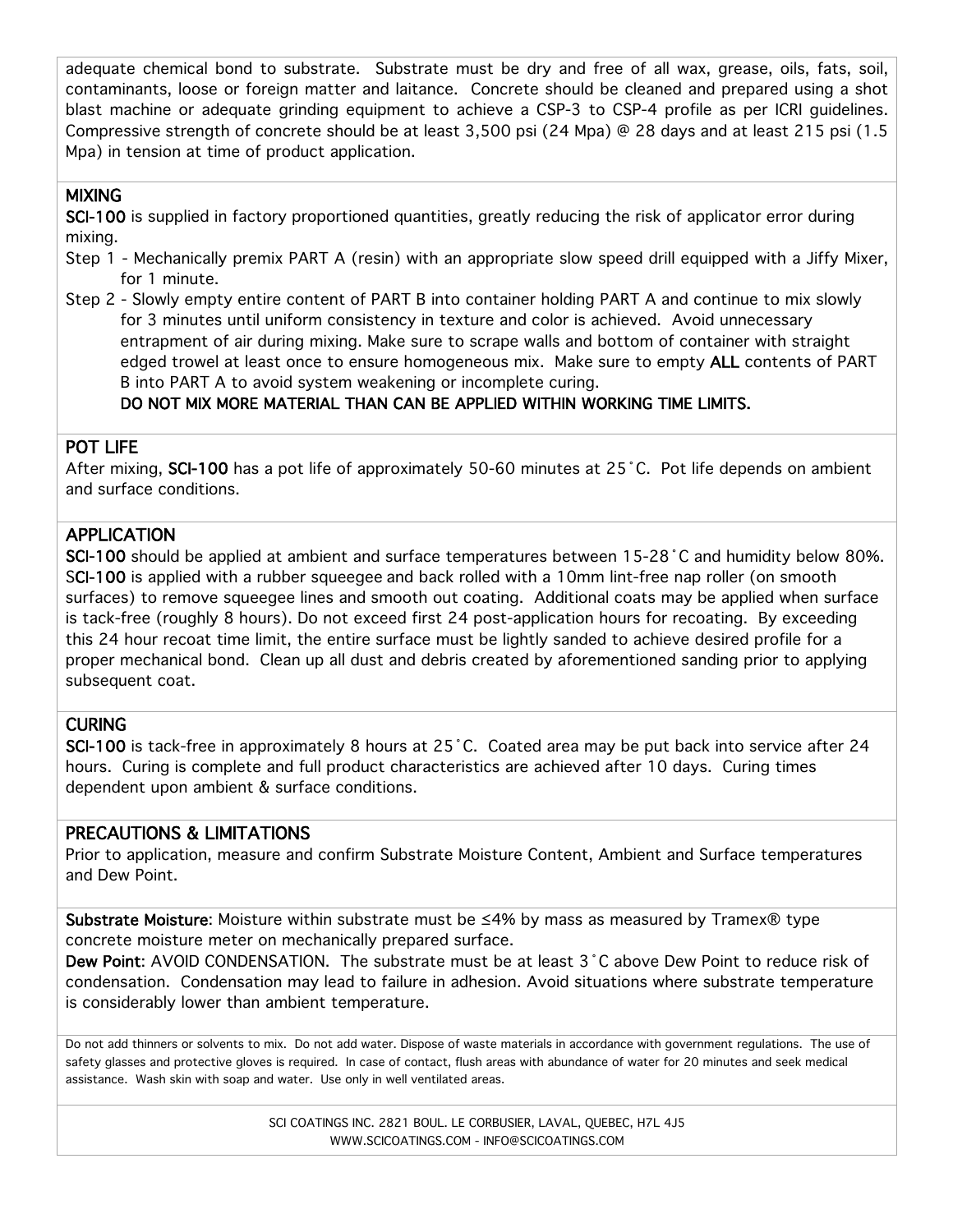adequate chemical bond to substrate. Substrate must be dry and free of all wax, grease, oils, fats, soil, contaminants, loose or foreign matter and laitance. Concrete should be cleaned and prepared using a shot blast machine or adequate grinding equipment to achieve a CSP-3 to CSP-4 profile as per ICRI guidelines. Compressive strength of concrete should be at least 3,500 psi (24 Mpa) @ 28 days and at least 215 psi (1.5 Mpa) in tension at time of product application.

## MIXING

**SCI-100** is supplied in factory proportioned quantities, greatly reducing the risk of applicator error during mixing.

Step 1 - Mechanically premix PART A (resin) with an appropriate slow speed drill equipped with a Jiffy Mixer, for 1 minute.

Step 2 - Slowly empty entire content of PART B into container holding PART A and continue to mix slowly for 3 minutes until uniform consistency in texture and color is achieved. Avoid unnecessary entrapment of air during mixing. Make sure to scrape walls and bottom of container with straight edged trowel at least once to ensure homogeneous mix. Make sure to empty **ALL** contents of PART B into PART A to avoid system weakening or incomplete curing.

**DO NOT MIX MORE MATERIAL THAN CAN BE APPLIED WITHIN WORKING TIME LIMITS.**

## POT LIFE

After mixing, **SCI-100** has a pot life of approximately 50-60 minutes at 25˚C. Pot life depends on ambient and surface conditions.

## APPLICATION

**SCI-100** should be applied at ambient and surface temperatures between 15-28˚C and humidity below 80%. **SCI-100** is applied with a rubber squeegee and back rolled with a 10mm lint-free nap roller (on smooth surfaces) to remove squeegee lines and smooth out coating. Additional coats may be applied when surface is tack-free (roughly 8 hours). Do not exceed first 24 post-application hours for recoating. By exceeding this 24 hour recoat time limit, the entire surface must be lightly sanded to achieve desired profile for a proper mechanical bond. Clean up all dust and debris created by aforementioned sanding prior to applying subsequent coat.

## CURING

**SCI-100** is tack-free in approximately 8 hours at 25˚C. Coated area may be put back into service after 24 hours. Curing is complete and full product characteristics are achieved after 10 days. Curing times dependent upon ambient & surface conditions.

## PRECAUTIONS & LIMITATIONS

Prior to application, measure and confirm Substrate Moisture Content, Ambient and Surface temperatures and Dew Point.

**Substrate Moisture**: Moisture within substrate must be ≤4% by mass as measured by Tramex® type concrete moisture meter on mechanically prepared surface.

**Dew Point**: AVOID CONDENSATION. The substrate must be at least 3˚C above Dew Point to reduce risk of condensation. Condensation may lead to failure in adhesion. Avoid situations where substrate temperature is considerably lower than ambient temperature.

Do not add thinners or solvents to mix. Do not add water. Dispose of waste materials in accordance with government regulations. The use of safety glasses and protective gloves is required. In case of contact, flush areas with abundance of water for 20 minutes and seek medical assistance. Wash skin with soap and water. Use only in well ventilated areas.

SCI COATINGS INC. 2821 BOUL. LE CORBUSIER, LAVAL, QUEBEC, H7L 4J5
WWW.SCICOATINGS.COM - INFO@SCICOATINGS.COM